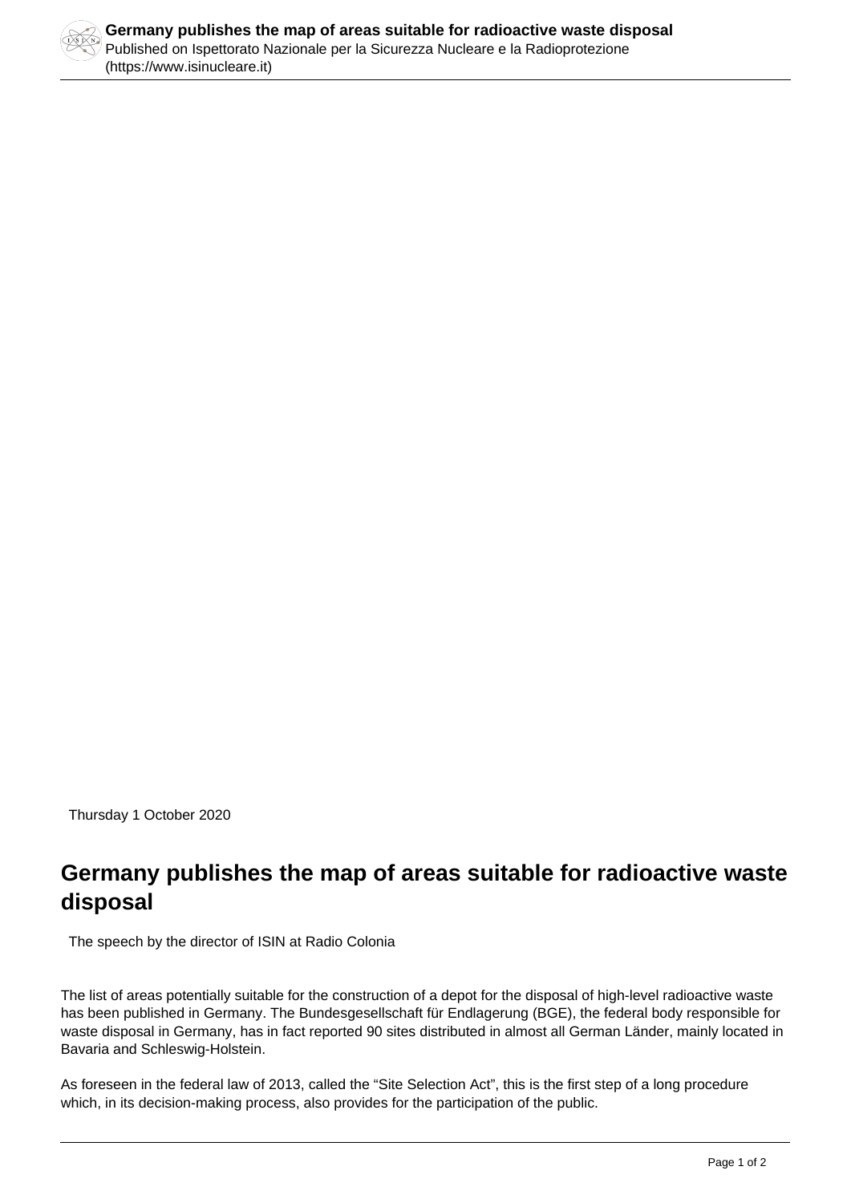Thursday 1 October 2020

# Germany publishes the map of areas suitable for radioactive waste disposal

The speech by the director of ISIN at Radio Colonia

The list of areas potentially suitable for the construction of a depot for the disposal of high-level radioactive waste has been published in Germany. The Bundesgesellschaft für Endlagerung (BGE), the federal body responsible for waste disposal in Germany, has in fact reported 90 sites distributed in almost all German Länder, mainly located in Bavaria and Schleswig-Holstein.

As foreseen in the federal law of 2013, called the “Site Selection Act”, this is the first step of a long procedure which, in its decision-making process, also provides for the participation of the public.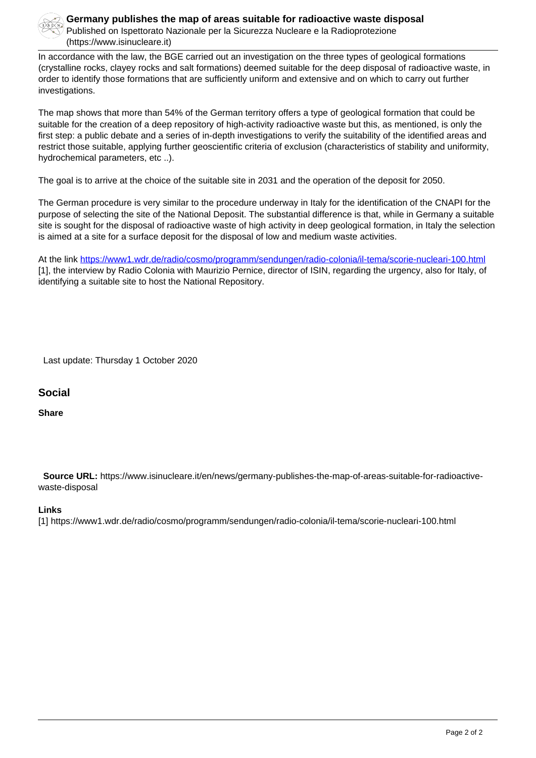In accordance with the law, the BGE carried out an investigation on the three types of geological formations (crystalline rocks, clayey rocks and salt formations) deemed suitable for the deep disposal of radioactive waste, in order to identify those formations that are sufficiently uniform and extensive and on which to carry out further investigations.

The map shows that more than 54% of the German territory offers a type of geological formation that could be suitable for the creation of a deep repository of high-activity radioactive waste but this, as mentioned, is only the first step: a public debate and a series of in-depth investigations to verify the suitability of the identified areas and restrict those suitable, applying further geoscientific criteria of exclusion (characteristics of stability and uniformity, hydrochemical parameters, etc ..).

The goal is to arrive at the choice of the suitable site in 2031 and the operation of the deposit for 2050.

The German procedure is very similar to the procedure underway in Italy for the identification of the CNAPI for the purpose of selecting the site of the National Deposit. The substantial difference is that, while in Germany a suitable site is sought for the disposal of radioactive waste of high activity in deep geological formation, in Italy the selection is aimed at a site for a surface deposit for the disposal of low and medium waste activities.

At the link https://www1.wdr.de/radio/cosmo/programm/sendungen/radio-colonia/il-tema/scorie-nucleari-100.html [1], the interview by Radio Colonia with Maurizio Pernice, director of ISIN, regarding the urgency, also for Italy, of identifying a suitable site to host the National Repository.

Last update: Thursday 1 October 2020

## Social

**Share**

**Source URL:** https://www.isinucleare.it/en/news/germany-publishes-the-map-of-areas-suitable-for-radioactive-waste-disposal

**Links**

[1] https://www1.wdr.de/radio/cosmo/programm/sendungen/radio-colonia/il-tema/scorie-nucleari-100.html